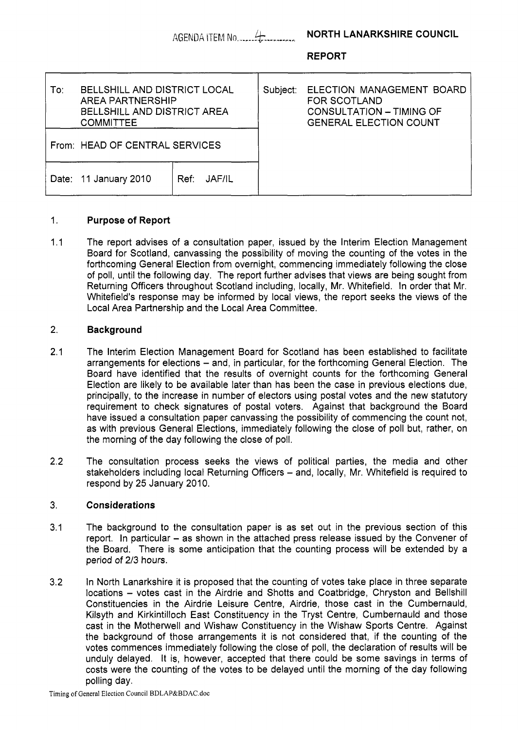AGENDA ITEM No. 4 **NORTH LANARKSHIRE COUNCIL**

**REPORT**

| To: BELLSHILL AND DISTRICT LOCAL AREA PARTNERSHIP BELLSHILL AND DISTRICT AREA COMMITTEE | | Subject: ELECTION MANAGEMENT BOARD FOR SCOTLAND CONSULTATION – TIMING OF GENERAL ELECTION COUNT |
|---|---|---|
| From: HEAD OF CENTRAL SERVICES | | |
| Date: 11 January 2010 | Ref: JAF/IL | |

## 1. Purpose of Report

1.1 The report advises of a consultation paper, issued by the Interim Election Management Board for Scotland, canvassing the possibility of moving the counting of the votes in the forthcoming General Election from overnight, commencing immediately following the close of poll, until the following day. The report further advises that views are being sought from Returning Officers throughout Scotland including, locally, Mr. Whitefield. In order that Mr. Whitefield's response may be informed by local views, the report seeks the views of the Local Area Partnership and the Local Area Committee.

## 2. Background

2.1 The Interim Election Management Board for Scotland has been established to facilitate arrangements for elections – and, in particular, for the forthcoming General Election. The Board have identified that the results of overnight counts for the forthcoming General Election are likely to be available later than has been the case in previous elections due, principally, to the increase in number of electors using postal votes and the new statutory requirement to check signatures of postal voters. Against that background the Board have issued a consultation paper canvassing the possibility of commencing the count not, as with previous General Elections, immediately following the close of poll but, rather, on the morning of the day following the close of poll.

2.2 The consultation process seeks the views of political parties, the media and other stakeholders including local Returning Officers – and, locally, Mr. Whitefield is required to respond by 25 January 2010.

## 3. Considerations

3.1 The background to the consultation paper is as set out in the previous section of this report. In particular – as shown in the attached press release issued by the Convener of the Board. There is some anticipation that the counting process will be extended by a period of 2/3 hours.

3.2 In North Lanarkshire it is proposed that the counting of votes take place in three separate locations – votes cast in the Airdrie and Shotts and Coatbridge, Chryston and Bellshill Constituencies in the Airdrie Leisure Centre, Airdrie, those cast in the Cumbernauld, Kilsyth and Kirkintilloch East Constituency in the Tryst Centre, Cumbernauld and those cast in the Motherwell and Wishaw Constituency in the Wishaw Sports Centre. Against the background of those arrangements it is not considered that, if the counting of the votes commences immediately following the close of poll, the declaration of results will be unduly delayed. It is, however, accepted that there could be some savings in terms of costs were the counting of the votes to be delayed until the morning of the day following polling day.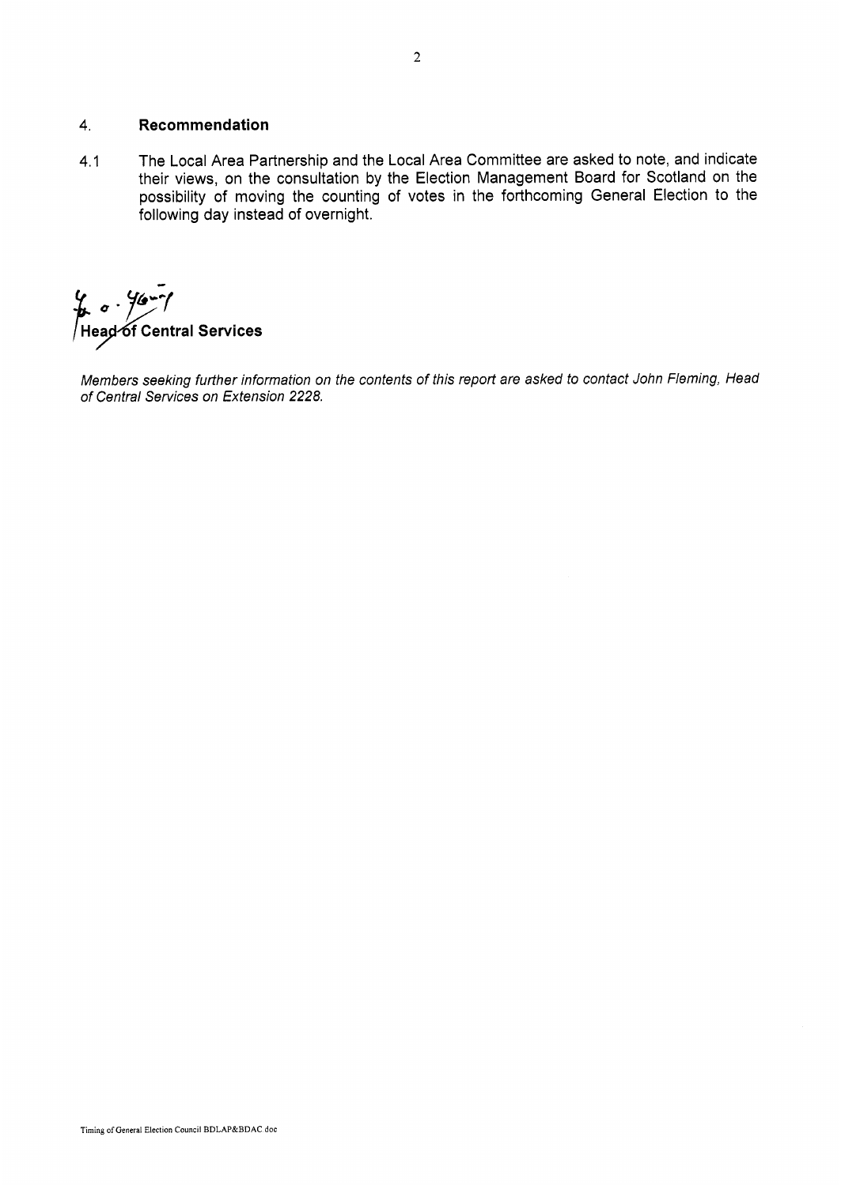## 4. Recommendation

4.1 The Local Area Partnership and the Local Area Committee are asked to note, and indicate their views, on the consultation by the Election Management Board for Scotland on the possibility of moving the counting of votes in the forthcoming General Election to the following day instead of overnight.

**Head of Central Services**

*Members seeking further information on the contents of this report are asked to contact John Fleming, Head of Central Services on Extension 2228.*

Timing of General Election Council BDLAP&BDAC doc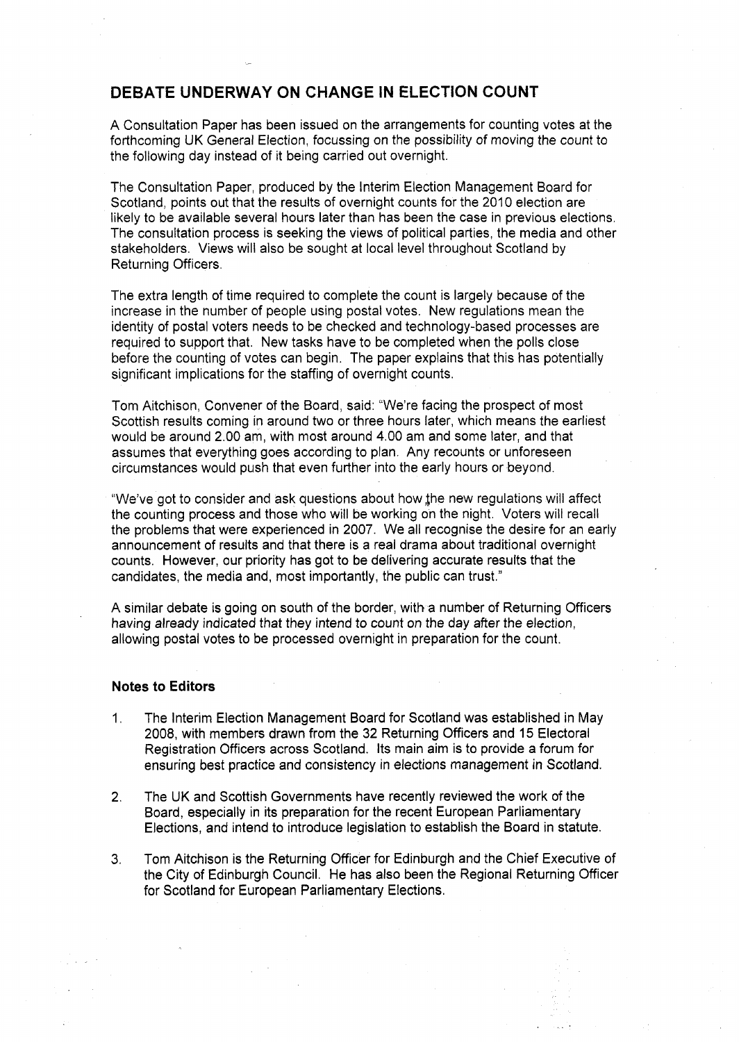## DEBATE UNDERWAY ON CHANGE IN ELECTION COUNT

A Consultation Paper has been issued on the arrangements for counting votes at the forthcoming UK General Election, focussing on the possibility of moving the count to the following day instead of it being carried out overnight.

The Consultation Paper, produced by the Interim Election Management Board for Scotland, points out that the results of overnight counts for the 2010 election are likely to be available several hours later than has been the case in previous elections. The consultation process is seeking the views of political parties, the media and other stakeholders. Views will also be sought at local level throughout Scotland by Returning Officers.

The extra length of time required to complete the count is largely because of the increase in the number of people using postal votes. New regulations mean the identity of postal voters needs to be checked and technology-based processes are required to support that. New tasks have to be completed when the polls close before the counting of votes can begin. The paper explains that this has potentially significant implications for the staffing of overnight counts.

Tom Aitchison, Convener of the Board, said: "We're facing the prospect of most Scottish results coming in around two or three hours later, which means the earliest would be around 2.00 am, with most around 4.00 am and some later, and that assumes that everything goes according to plan. Any recounts or unforeseen circumstances would push that even further into the early hours or beyond.

"We've got to consider and ask questions about how the new regulations will affect the counting process and those who will be working on the night. Voters will recall the problems that were experienced in 2007. We all recognise the desire for an early announcement of results and that there is a real drama about traditional overnight counts. However, our priority has got to be delivering accurate results that the candidates, the media and, most importantly, the public can trust."

A similar debate is going on south of the border, with a number of Returning Officers having already indicated that they intend to count on the day after the election, allowing postal votes to be processed overnight in preparation for the count.

### Notes to Editors

1. The Interim Election Management Board for Scotland was established in May 2008, with members drawn from the 32 Returning Officers and 15 Electoral Registration Officers across Scotland. Its main aim is to provide a forum for ensuring best practice and consistency in elections management in Scotland.

2. The UK and Scottish Governments have recently reviewed the work of the Board, especially in its preparation for the recent European Parliamentary Elections, and intend to introduce legislation to establish the Board in statute.

3. Tom Aitchison is the Returning Officer for Edinburgh and the Chief Executive of the City of Edinburgh Council. He has also been the Regional Returning Officer for Scotland for European Parliamentary Elections.